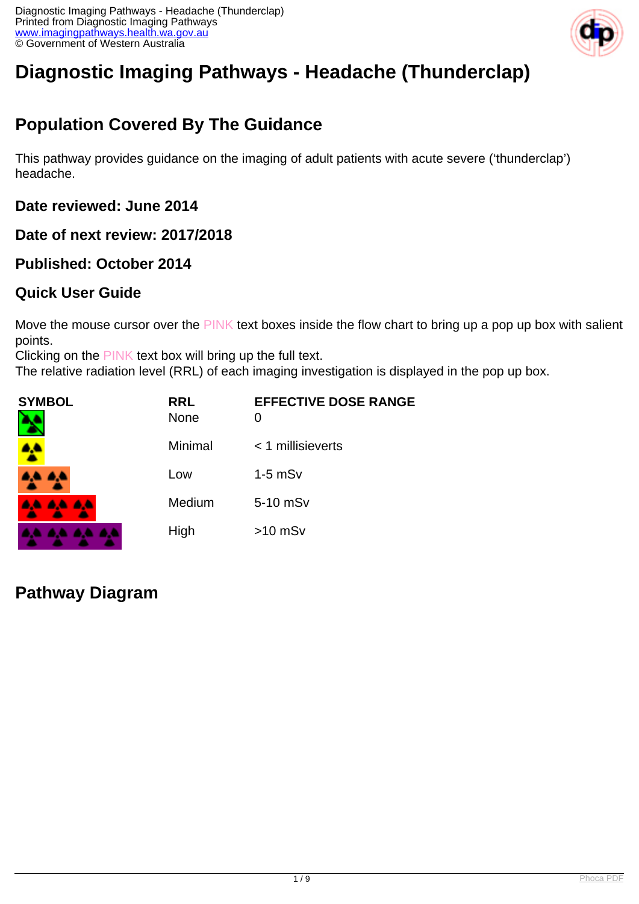# Diagnostic Imaging Pathways - Headache (Thunderclap)

## Population Covered By The Guidance

This pathway provides guidance on the imaging of adult patients with acute severe ('thunderclap') headache.

### Date reviewed: June 2014

### Date of next review: 2017/2018

### Published: October 2014

### Quick User Guide

Move the mouse cursor over the PINK text boxes inside the flow chart to bring up a pop up box with salient points.
Clicking on the PINK text box will bring up the full text.
The relative radiation level (RRL) of each imaging investigation is displayed in the pop up box.

| SYMBOL | RRL | EFFECTIVE DOSE RANGE |
| --- | --- | --- |
| | None | 0 |
| | Minimal | < 1 millisieverts |
| | Low | 1-5 mSv |
| | Medium | 5-10 mSv |
| | High | >10 mSv |

## Pathway Diagram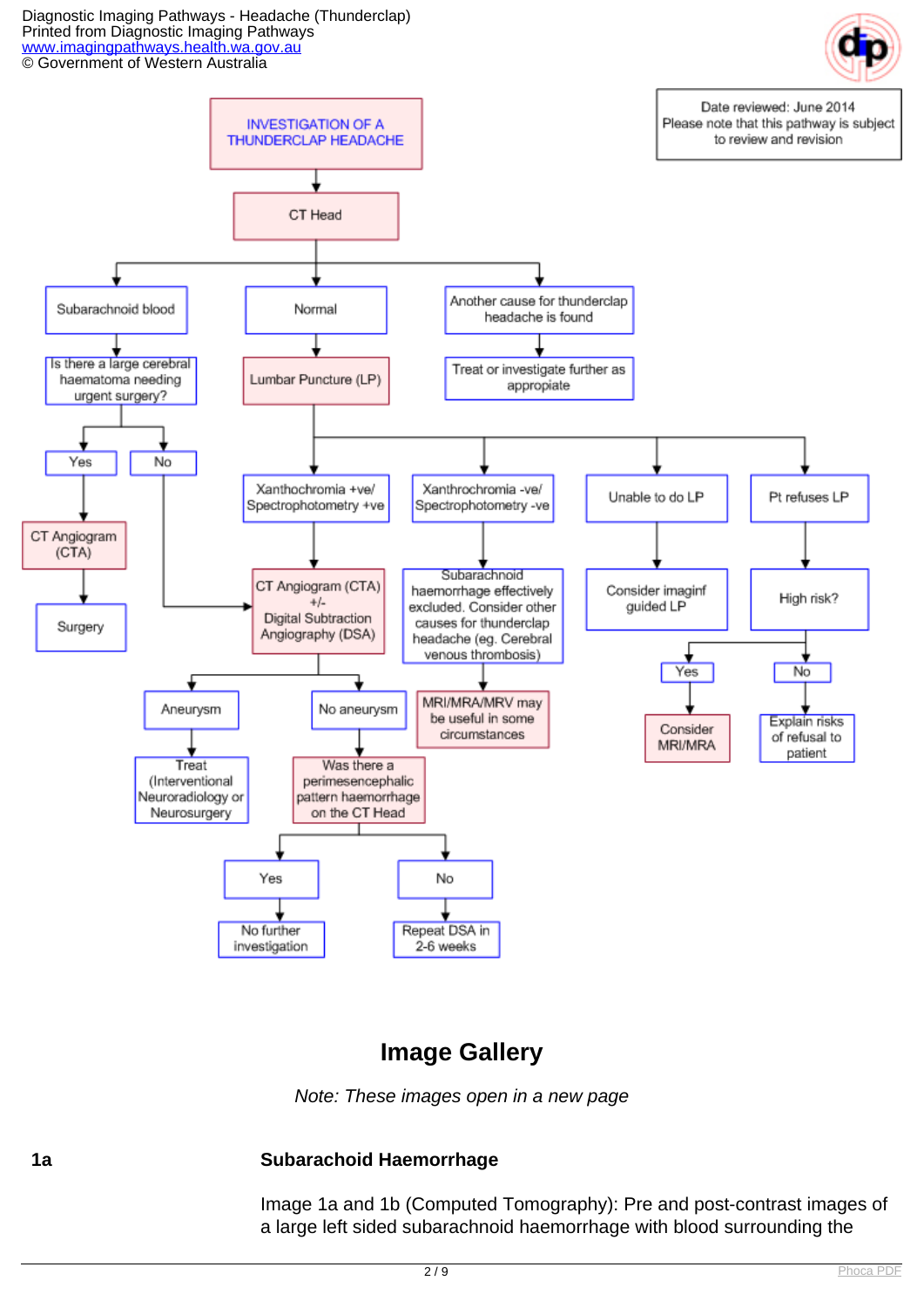Diagnostic Imaging Pathways - Headache (Thunderclap)
Printed from Diagnostic Imaging Pathways
www.imagingpathways.health.wa.gov.au
© Government of Western Australia

Date reviewed: June 2014
Please note that this pathway is subject to review and revision

## INVESTIGATION OF A THUNDERCLAP HEADACHE

- **CT Head**
  - **Subarachnoid blood**
    - Is there a large cerebral haematoma needing urgent surgery?
      - **Yes** → CT Angiogram (CTA) → Surgery
      - **No** → CT Angiogram (CTA) +/- Digital Subtraction Angiography (DSA)
  - **Normal**
    - Lumbar Puncture (LP)
      - **Xanthochromia +ve/ Spectrophotometry +ve** → CT Angiogram (CTA) +/- Digital Subtraction Angiography (DSA)
        - **Aneurysm** → Treat (Interventional Neuroradiology or Neurosurgery
        - **No aneurysm** → Was there a perimesencephalic pattern haemorrhage on the CT Head
          - **Yes** → No further investigation
          - **No** → Repeat DSA in 2-6 weeks
      - **Xanthochromia -ve/ Spectrophotometry -ve** → Subarachnoid haemorrhage effectively excluded. Consider other causes for thunderclap headache (eg. Cerebral venous thrombosis) → MRI/MRA/MRV may be useful in some circumstances
      - **Unable to do LP** → Consider imaginf guided LP
      - **Pt refuses LP** → High risk?
        - **Yes** → Consider MRI/MRA
        - **No** → Explain risks of refusal to patient
  - **Another cause for thunderclap headache is found**
    - Treat or investigate further as appropriate

## Image Gallery

*Note: These images open in a new page*

**1a** **Subarachoid Haemorrhage**

Image 1a and 1b (Computed Tomography): Pre and post-contrast images of a large left sided subarachnoid haemorrhage with blood surrounding the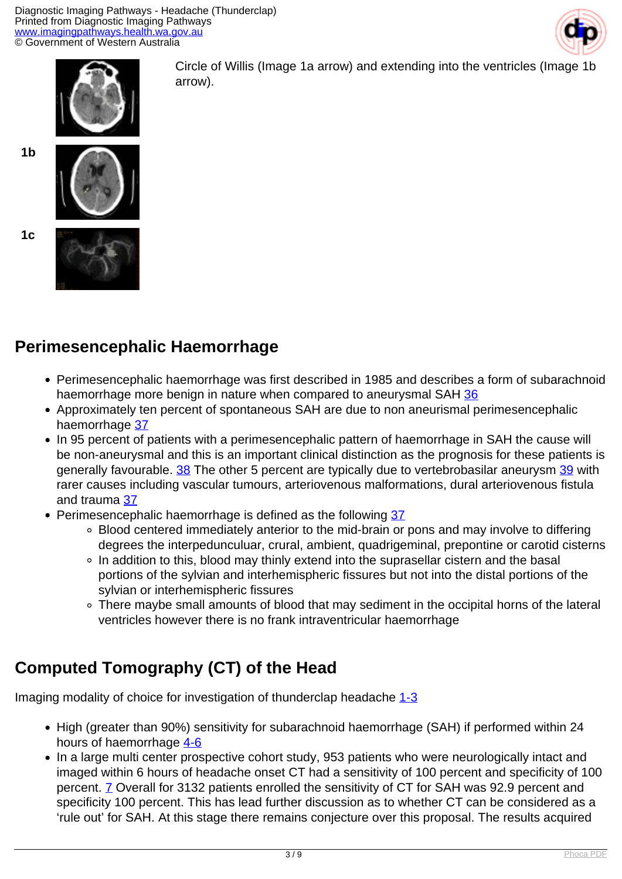Circle of Willis (Image 1a arrow) and extending into the ventricles (Image 1b arrow).

1b

1c

## Perimesencephalic Haemorrhage

- Perimesencephalic haemorrhage was first described in 1985 and describes a form of subarachnoid haemorrhage more benign in nature when compared to aneurysmal SAH 36
- Approximately ten percent of spontaneous SAH are due to non aneurismal perimesencephalic haemorrhage 37
- In 95 percent of patients with a perimesencephalic pattern of haemorrhage in SAH the cause will be non-aneurysmal and this is an important clinical distinction as the prognosis for these patients is generally favourable. 38 The other 5 percent are typically due to vertebrobasilar aneurysm 39 with rarer causes including vascular tumours, arteriovenous malformations, dural arteriovenous fistula and trauma 37
- Perimesencephalic haemorrhage is defined as the following 37
  - Blood centered immediately anterior to the mid-brain or pons and may involve to differing degrees the interpeduncuIuar, crural, ambient, quadrigeminal, prepontine or carotid cisterns
  - In addition to this, blood may thinly extend into the suprasellar cistern and the basal portions of the sylvian and interhemispheric fissures but not into the distal portions of the sylvian or interhemispheric fissures
  - There maybe small amounts of blood that may sediment in the occipital horns of the lateral ventricles however there is no frank intraventricular haemorrhage

## Computed Tomography (CT) of the Head

Imaging modality of choice for investigation of thunderclap headache 1-3

- High (greater than 90%) sensitivity for subarachnoid haemorrhage (SAH) if performed within 24 hours of haemorrhage 4-6
- In a large multi center prospective cohort study, 953 patients who were neurologically intact and imaged within 6 hours of headache onset CT had a sensitivity of 100 percent and specificity of 100 percent. 7 Overall for 3132 patients enrolled the sensitivity of CT for SAH was 92.9 percent and specificity 100 percent. This has lead further discussion as to whether CT can be considered as a 'rule out' for SAH. At this stage there remains conjecture over this proposal. The results acquired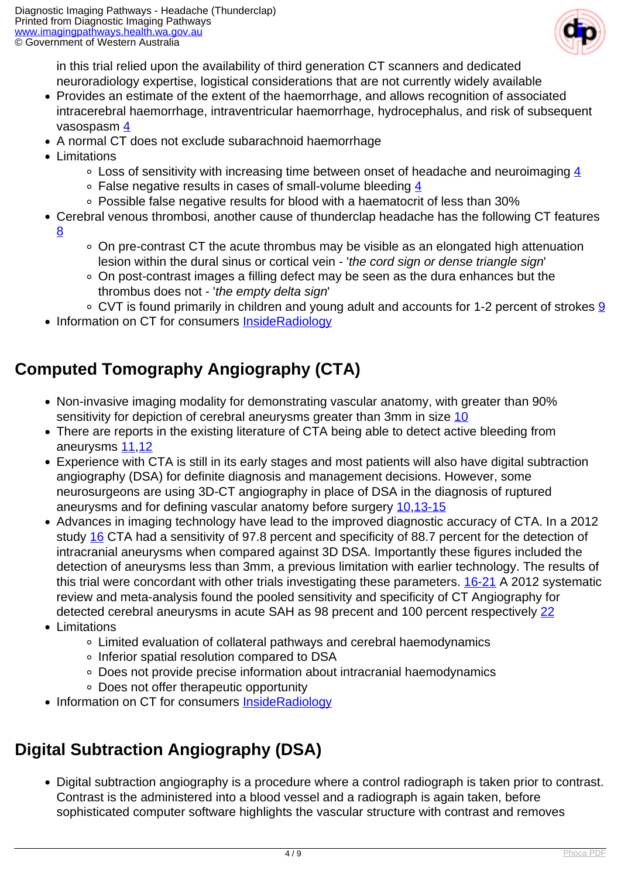in this trial relied upon the availability of third generation CT scanners and dedicated neuroradiology expertise, logistical considerations that are not currently widely available

- Provides an estimate of the extent of the haemorrhage, and allows recognition of associated intracerebral haemorrhage, intraventricular haemorrhage, hydrocephalus, and risk of subsequent vasospasm 4
- A normal CT does not exclude subarachnoid haemorrhage
- Limitations
  - Loss of sensitivity with increasing time between onset of headache and neuroimaging 4
  - False negative results in cases of small-volume bleeding 4
  - Possible false negative results for blood with a haematocrit of less than 30%
- Cerebral venous thrombosi, another cause of thunderclap headache has the following CT features 8
  - On pre-contrast CT the acute thrombus may be visible as an elongated high attenuation lesion within the dural sinus or cortical vein - '*the cord sign or dense triangle sign*'
  - On post-contrast images a filling defect may be seen as the dura enhances but the thrombus does not - '*the empty delta sign*'
  - CVT is found primarily in children and young adult and accounts for 1-2 percent of strokes 9
- Information on CT for consumers InsideRadiology

## Computed Tomography Angiography (CTA)

- Non-invasive imaging modality for demonstrating vascular anatomy, with greater than 90% sensitivity for depiction of cerebral aneurysms greater than 3mm in size 10
- There are reports in the existing literature of CTA being able to detect active bleeding from aneurysms 11,12
- Experience with CTA is still in its early stages and most patients will also have digital subtraction angiography (DSA) for definite diagnosis and management decisions. However, some neurosurgeons are using 3D-CT angiography in place of DSA in the diagnosis of ruptured aneurysms and for defining vascular anatomy before surgery 10,13-15
- Advances in imaging technology have lead to the improved diagnostic accuracy of CTA. In a 2012 study 16 CTA had a sensitivity of 97.8 percent and specificity of 88.7 percent for the detection of intracranial aneurysms when compared against 3D DSA. Importantly these figures included the detection of aneurysms less than 3mm, a previous limitation with earlier technology. The results of this trial were concordant with other trials investigating these parameters. 16-21 A 2012 systematic review and meta-analysis found the pooled sensitivity and specificity of CT Angiography for detected cerebral aneurysms in acute SAH as 98 precent and 100 percent respectively 22
- Limitations
  - Limited evaluation of collateral pathways and cerebral haemodynamics
  - Inferior spatial resolution compared to DSA
  - Does not provide precise information about intracranial haemodynamics
  - Does not offer therapeutic opportunity
- Information on CT for consumers InsideRadiology

## Digital Subtraction Angiography (DSA)

- Digital subtraction angiography is a procedure where a control radiograph is taken prior to contrast. Contrast is the administered into a blood vessel and a radiograph is again taken, before sophisticated computer software highlights the vascular structure with contrast and removes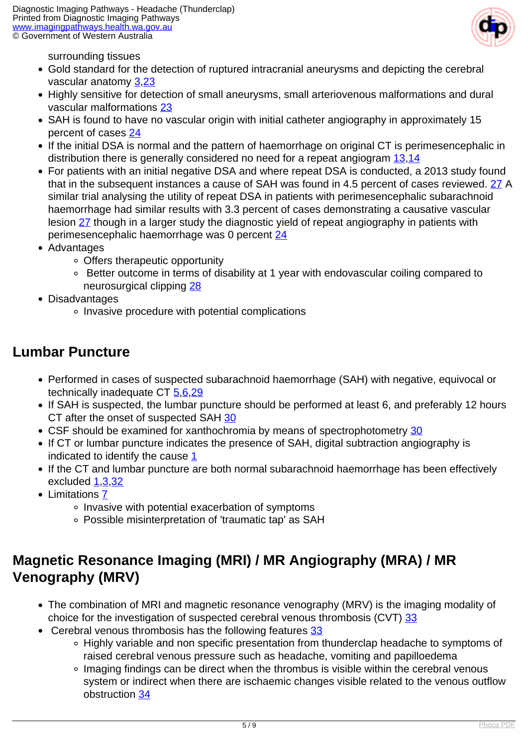surrounding tissues

- Gold standard for the detection of ruptured intracranial aneurysms and depicting the cerebral vascular anatomy 3,23
- Highly sensitive for detection of small aneurysms, small arteriovenous malformations and dural vascular malformations 23
- SAH is found to have no vascular origin with initial catheter angiography in approximately 15 percent of cases 24
- If the initial DSA is normal and the pattern of haemorrhage on original CT is perimesencephalic in distribution there is generally considered no need for a repeat angiogram 13,14
- For patients with an initial negative DSA and where repeat DSA is conducted, a 2013 study found that in the subsequent instances a cause of SAH was found in 4.5 percent of cases reviewed. 27 A similar trial analysing the utility of repeat DSA in patients with perimesencephalic subarachnoid haemorrhage had similar results with 3.3 percent of cases demonstrating a causative vascular lesion 27 though in a larger study the diagnostic yield of repeat angiography in patients with perimesencephalic haemorrhage was 0 percent 24
- Advantages
  - Offers therapeutic opportunity
  - Better outcome in terms of disability at 1 year with endovascular coiling compared to neurosurgical clipping 28
- Disadvantages
  - Invasive procedure with potential complications

## Lumbar Puncture

- Performed in cases of suspected subarachnoid haemorrhage (SAH) with negative, equivocal or technically inadequate CT 5,6,29
- If SAH is suspected, the lumbar puncture should be performed at least 6, and preferably 12 hours CT after the onset of suspected SAH 30
- CSF should be examined for xanthochromia by means of spectrophotometry 30
- If CT or lumbar puncture indicates the presence of SAH, digital subtraction angiography is indicated to identify the cause 1
- If the CT and lumbar puncture are both normal subarachnoid haemorrhage has been effectively excluded 1,3,32
- Limitations 7
  - Invasive with potential exacerbation of symptoms
  - Possible misinterpretation of 'traumatic tap' as SAH

## Magnetic Resonance Imaging (MRI) / MR Angiography (MRA) / MR Venography (MRV)

- The combination of MRI and magnetic resonance venography (MRV) is the imaging modality of choice for the investigation of suspected cerebral venous thrombosis (CVT) 33
- Cerebral venous thrombosis has the following features 33
  - Highly variable and non specific presentation from thunderclap headache to symptoms of raised cerebral venous pressure such as headache, vomiting and papilloedema
  - Imaging findings can be direct when the thrombus is visible within the cerebral venous system or indirect when there are ischaemic changes visible related to the venous outflow obstruction 34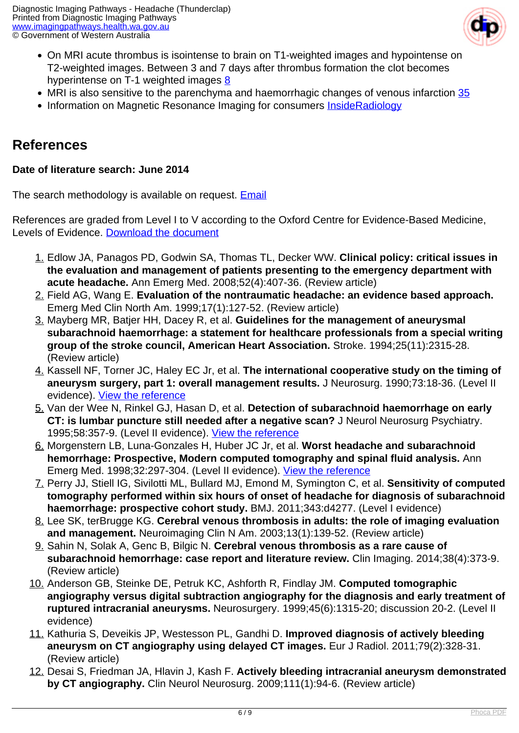- On MRI acute thrombus is isointense to brain on T1-weighted images and hypointense on T2-weighted images. Between 3 and 7 days after thrombus formation the clot becomes hyperintense on T-1 weighted images 8
- MRI is also sensitive to the parenchyma and haemorrhagic changes of venous infarction 35
- Information on Magnetic Resonance Imaging for consumers InsideRadiology

## References

**Date of literature search: June 2014**

The search methodology is available on request. Email

References are graded from Level I to V according to the Oxford Centre for Evidence-Based Medicine, Levels of Evidence. Download the document

1. Edlow JA, Panagos PD, Godwin SA, Thomas TL, Decker WW. **Clinical policy: critical issues in the evaluation and management of patients presenting to the emergency department with acute headache.** Ann Emerg Med. 2008;52(4):407-36. (Review article)
2. Field AG, Wang E. **Evaluation of the nontraumatic headache: an evidence based approach.** Emerg Med Clin North Am. 1999;17(1):127-52. (Review article)
3. Mayberg MR, Batjer HH, Dacey R, et al. **Guidelines for the management of aneurysmal subarachnoid haemorrhage: a statement for healthcare professionals from a special writing group of the stroke council, American Heart Association.** Stroke. 1994;25(11):2315-28. (Review article)
4. Kassell NF, Torner JC, Haley EC Jr, et al. **The international cooperative study on the timing of aneurysm surgery, part 1: overall management results.** J Neurosurg. 1990;73:18-36. (Level II evidence). View the reference
5. Van der Wee N, Rinkel GJ, Hasan D, et al. **Detection of subarachnoid haemorrhage on early CT: is lumbar puncture still needed after a negative scan?** J Neurol Neurosurg Psychiatry. 1995;58:357-9. (Level II evidence). View the reference
6. Morgenstern LB, Luna-Gonzales H, Huber JC Jr, et al. **Worst headache and subarachnoid hemorrhage: Prospective, Modern computed tomography and spinal fluid analysis.** Ann Emerg Med. 1998;32:297-304. (Level II evidence). View the reference
7. Perry JJ, Stiell IG, Sivilotti ML, Bullard MJ, Emond M, Symington C, et al. **Sensitivity of computed tomography performed within six hours of onset of headache for diagnosis of subarachnoid haemorrhage: prospective cohort study.** BMJ. 2011;343:d4277. (Level I evidence)
8. Lee SK, terBrugge KG. **Cerebral venous thrombosis in adults: the role of imaging evaluation and management.** Neuroimaging Clin N Am. 2003;13(1):139-52. (Review article)
9. Sahin N, Solak A, Genc B, Bilgic N. **Cerebral venous thrombosis as a rare cause of subarachnoid hemorrhage: case report and literature review.** Clin Imaging. 2014;38(4):373-9. (Review article)
10. Anderson GB, Steinke DE, Petruk KC, Ashforth R, Findlay JM. **Computed tomographic angiography versus digital subtraction angiography for the diagnosis and early treatment of ruptured intracranial aneurysms.** Neurosurgery. 1999;45(6):1315-20; discussion 20-2. (Level II evidence)
11. Kathuria S, Deveikis JP, Westesson PL, Gandhi D. **Improved diagnosis of actively bleeding aneurysm on CT angiography using delayed CT images.** Eur J Radiol. 2011;79(2):328-31. (Review article)
12. Desai S, Friedman JA, Hlavin J, Kash F. **Actively bleeding intracranial aneurysm demonstrated by CT angiography.** Clin Neurol Neurosurg. 2009;111(1):94-6. (Review article)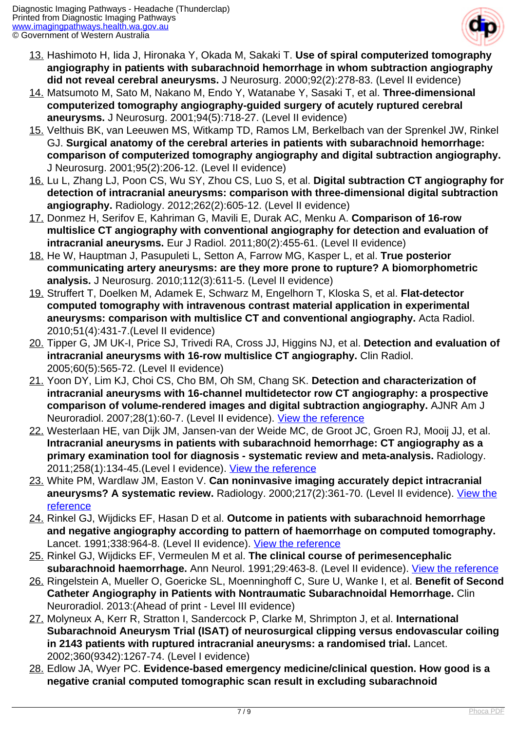13. Hashimoto H, Iida J, Hironaka Y, Okada M, Sakaki T. **Use of spiral computerized tomography angiography in patients with subarachnoid hemorrhage in whom subtraction angiography did not reveal cerebral aneurysms.** J Neurosurg. 2000;92(2):278-83. (Level II evidence)
14. Matsumoto M, Sato M, Nakano M, Endo Y, Watanabe Y, Sasaki T, et al. **Three-dimensional computerized tomography angiography-guided surgery of acutely ruptured cerebral aneurysms.** J Neurosurg. 2001;94(5):718-27. (Level II evidence)
15. Velthuis BK, van Leeuwen MS, Witkamp TD, Ramos LM, Berkelbach van der Sprenkel JW, Rinkel GJ. **Surgical anatomy of the cerebral arteries in patients with subarachnoid hemorrhage: comparison of computerized tomography angiography and digital subtraction angiography.** J Neurosurg. 2001;95(2):206-12. (Level II evidence)
16. Lu L, Zhang LJ, Poon CS, Wu SY, Zhou CS, Luo S, et al. **Digital subtraction CT angiography for detection of intracranial aneurysms: comparison with three-dimensional digital subtraction angiography.** Radiology. 2012;262(2):605-12. (Level II evidence)
17. Donmez H, Serifov E, Kahriman G, Mavili E, Durak AC, Menku A. **Comparison of 16-row multislice CT angiography with conventional angiography for detection and evaluation of intracranial aneurysms.** Eur J Radiol. 2011;80(2):455-61. (Level II evidence)
18. He W, Hauptman J, Pasupuleti L, Setton A, Farrow MG, Kasper L, et al. **True posterior communicating artery aneurysms: are they more prone to rupture? A biomorphometric analysis.** J Neurosurg. 2010;112(3):611-5. (Level II evidence)
19. Struffert T, Doelken M, Adamek E, Schwarz M, Engelhorn T, Kloska S, et al. **Flat-detector computed tomography with intravenous contrast material application in experimental aneurysms: comparison with multislice CT and conventional angiography.** Acta Radiol. 2010;51(4):431-7.(Level II evidence)
20. Tipper G, JM UK-I, Price SJ, Trivedi RA, Cross JJ, Higgins NJ, et al. **Detection and evaluation of intracranial aneurysms with 16-row multislice CT angiography.** Clin Radiol. 2005;60(5):565-72. (Level II evidence)
21. Yoon DY, Lim KJ, Choi CS, Cho BM, Oh SM, Chang SK. **Detection and characterization of intracranial aneurysms with 16-channel multidetector row CT angiography: a prospective comparison of volume-rendered images and digital subtraction angiography.** AJNR Am J Neuroradiol. 2007;28(1):60-7. (Level II evidence). View the reference
22. Westerlaan HE, van Dijk JM, Jansen-van der Weide MC, de Groot JC, Groen RJ, Mooij JJ, et al. **Intracranial aneurysms in patients with subarachnoid hemorrhage: CT angiography as a primary examination tool for diagnosis - systematic review and meta-analysis.** Radiology. 2011;258(1):134-45.(Level I evidence). View the reference
23. White PM, Wardlaw JM, Easton V. **Can noninvasive imaging accurately depict intracranial aneurysms? A systematic review.** Radiology. 2000;217(2):361-70. (Level II evidence). View the reference
24. Rinkel GJ, Wijdicks EF, Hasan D et al. **Outcome in patients with subarachnoid hemorrhage and negative angiography according to pattern of haemorrhage on computed tomography.** Lancet. 1991;338:964-8. (Level II evidence). View the reference
25. Rinkel GJ, Wijdicks EF, Vermeulen M et al. **The clinical course of perimesencephalic subarachnoid haemorrhage.** Ann Neurol. 1991;29:463-8. (Level II evidence). View the reference
26. Ringelstein A, Mueller O, Goericke SL, Moenninghoff C, Sure U, Wanke I, et al. **Benefit of Second Catheter Angiography in Patients with Nontraumatic Subarachnoidal Hemorrhage.** Clin Neuroradiol. 2013:(Ahead of print - Level III evidence)
27. Molyneux A, Kerr R, Stratton I, Sandercock P, Clarke M, Shrimpton J, et al. **International Subarachnoid Aneurysm Trial (ISAT) of neurosurgical clipping versus endovascular coiling in 2143 patients with ruptured intracranial aneurysms: a randomised trial.** Lancet. 2002;360(9342):1267-74. (Level I evidence)
28. Edlow JA, Wyer PC. **Evidence-based emergency medicine/clinical question. How good is a negative cranial computed tomographic scan result in excluding subarachnoid**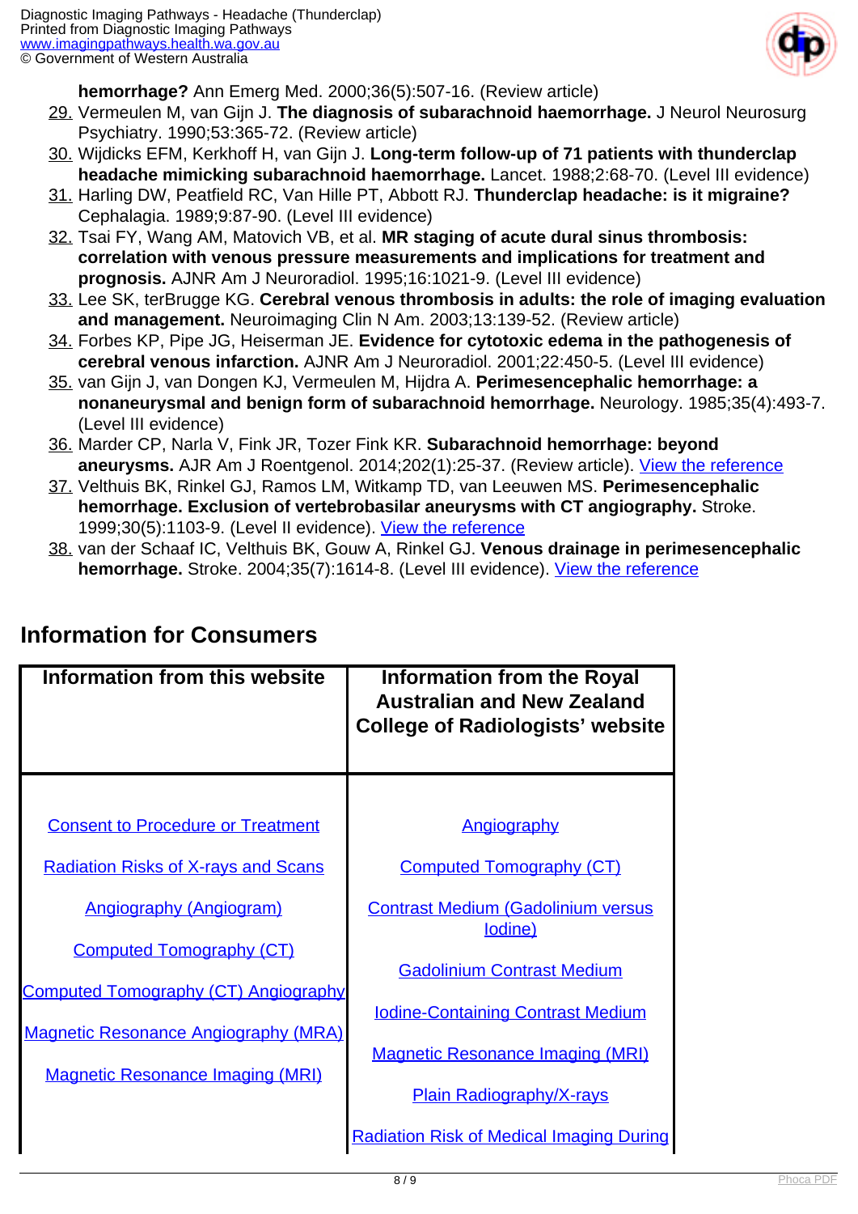**hemorrhage?** Ann Emerg Med. 2000;36(5):507-16. (Review article)

29. Vermeulen M, van Gijn J. **The diagnosis of subarachnoid haemorrhage.** J Neurol Neurosurg Psychiatry. 1990;53:365-72. (Review article)
30. Wijdicks EFM, Kerkhoff H, van Gijn J. **Long-term follow-up of 71 patients with thunderclap headache mimicking subarachnoid haemorrhage.** Lancet. 1988;2:68-70. (Level III evidence)
31. Harling DW, Peatfield RC, Van Hille PT, Abbott RJ. **Thunderclap headache: is it migraine?** Cephalagia. 1989;9:87-90. (Level III evidence)
32. Tsai FY, Wang AM, Matovich VB, et al. **MR staging of acute dural sinus thrombosis: correlation with venous pressure measurements and implications for treatment and prognosis.** AJNR Am J Neuroradiol. 1995;16:1021-9. (Level III evidence)
33. Lee SK, terBrugge KG. **Cerebral venous thrombosis in adults: the role of imaging evaluation and management.** Neuroimaging Clin N Am. 2003;13:139-52. (Review article)
34. Forbes KP, Pipe JG, Heiserman JE. **Evidence for cytotoxic edema in the pathogenesis of cerebral venous infarction.** AJNR Am J Neuroradiol. 2001;22:450-5. (Level III evidence)
35. van Gijn J, van Dongen KJ, Vermeulen M, Hijdra A. **Perimesencephalic hemorrhage: a nonaneurysmal and benign form of subarachnoid hemorrhage.** Neurology. 1985;35(4):493-7. (Level III evidence)
36. Marder CP, Narla V, Fink JR, Tozer Fink KR. **Subarachnoid hemorrhage: beyond aneurysms.** AJR Am J Roentgenol. 2014;202(1):25-37. (Review article). View the reference
37. Velthuis BK, Rinkel GJ, Ramos LM, Witkamp TD, van Leeuwen MS. **Perimesencephalic hemorrhage. Exclusion of vertebrobasilar aneurysms with CT angiography.** Stroke. 1999;30(5):1103-9. (Level II evidence). View the reference
38. van der Schaaf IC, Velthuis BK, Gouw A, Rinkel GJ. **Venous drainage in perimesencephalic hemorrhage.** Stroke. 2004;35(7):1614-8. (Level III evidence). View the reference

## Information for Consumers

| Information from this website | Information from the Royal Australian and New Zealand College of Radiologists' website |
|---|---|
| Consent to Procedure or Treatment | Angiography |
| Radiation Risks of X-rays and Scans | Computed Tomography (CT) |
| Angiography (Angiogram) | Contrast Medium (Gadolinium versus Iodine) |
| Computed Tomography (CT) | Gadolinium Contrast Medium |
| Computed Tomography (CT) Angiography | Iodine-Containing Contrast Medium |
| Magnetic Resonance Angiography (MRA) | Magnetic Resonance Imaging (MRI) |
| Magnetic Resonance Imaging (MRI) | Plain Radiography/X-rays |
| | Radiation Risk of Medical Imaging During |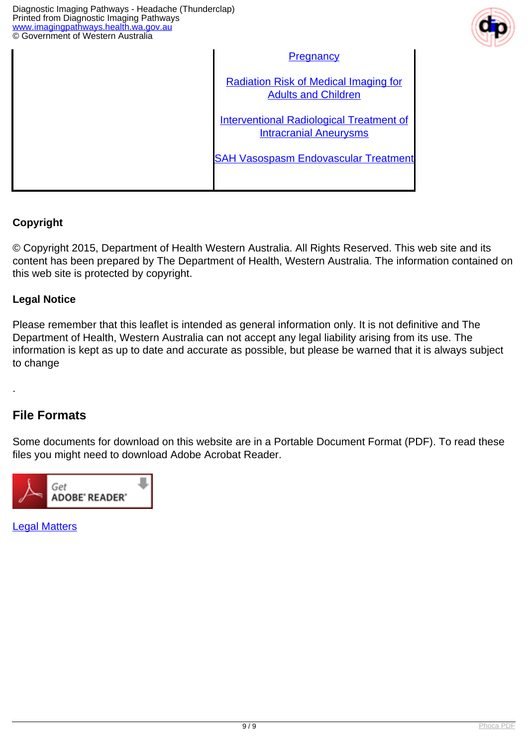| | |
|---|---|
| | Pregnancy<br><br>Radiation Risk of Medical Imaging for Adults and Children<br><br>Interventional Radiological Treatment of Intracranial Aneurysms<br><br>SAH Vasospasm Endovascular Treatment |

**Copyright**

© Copyright 2015, Department of Health Western Australia. All Rights Reserved. This web site and its content has been prepared by The Department of Health, Western Australia. The information contained on this web site is protected by copyright.

**Legal Notice**

Please remember that this leaflet is intended as general information only. It is not definitive and The Department of Health, Western Australia can not accept any legal liability arising from its use. The information is kept as up to date and accurate as possible, but please be warned that it is always subject to change

.

## File Formats

Some documents for download on this website are in a Portable Document Format (PDF). To read these files you might need to download Adobe Acrobat Reader.

Get ADOBE® READER®

Legal Matters